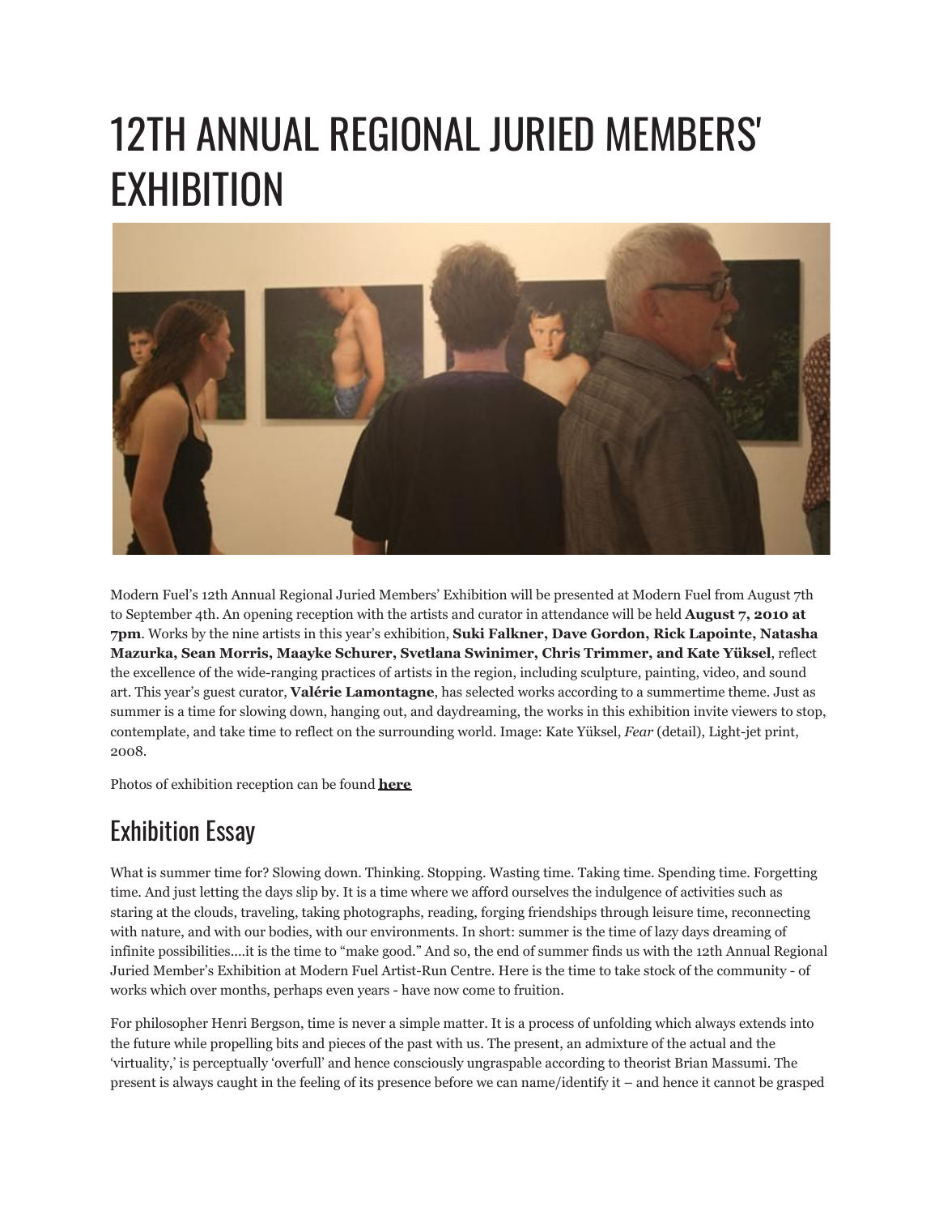# 12TH ANNUAL REGIONAL JURIED MEMBERS' EXHIBITION

Modern Fuel's 12th Annual Regional Juried Members' Exhibition will be presented at Modern Fuel from August 7th to September 4th. An opening reception with the artists and curator in attendance will be held **August 7, 2010 at 7pm**. Works by the nine artists in this year's exhibition, **Suki Falkner, Dave Gordon, Rick Lapointe, Natasha Mazurka, Sean Morris, Maayke Schurer, Svetlana Swinimer, Chris Trimmer, and Kate Yüksel**, reflect the excellence of the wide-ranging practices of artists in the region, including sculpture, painting, video, and sound art. This year's guest curator, **Valérie Lamontagne**, has selected works according to a summertime theme. Just as summer is a time for slowing down, hanging out, and daydreaming, the works in this exhibition invite viewers to stop, contemplate, and take time to reflect on the surrounding world. Image: Kate Yüksel, *Fear* (detail), Light-jet print, 2008.

Photos of exhibition reception can be found **here**

## Exhibition Essay

What is summer time for? Slowing down. Thinking. Stopping. Wasting time. Taking time. Spending time. Forgetting time. And just letting the days slip by. It is a time where we afford ourselves the indulgence of activities such as staring at the clouds, traveling, taking photographs, reading, forging friendships through leisure time, reconnecting with nature, and with our bodies, with our environments. In short: summer is the time of lazy days dreaming of infinite possibilities....it is the time to "make good." And so, the end of summer finds us with the 12th Annual Regional Juried Member's Exhibition at Modern Fuel Artist-Run Centre. Here is the time to take stock of the community - of works which over months, perhaps even years - have now come to fruition.

For philosopher Henri Bergson, time is never a simple matter. It is a process of unfolding which always extends into the future while propelling bits and pieces of the past with us. The present, an admixture of the actual and the 'virtuality,' is perceptually 'overfull' and hence consciously ungraspable according to theorist Brian Massumi. The present is always caught in the feeling of its presence before we can name/identify it – and hence it cannot be grasped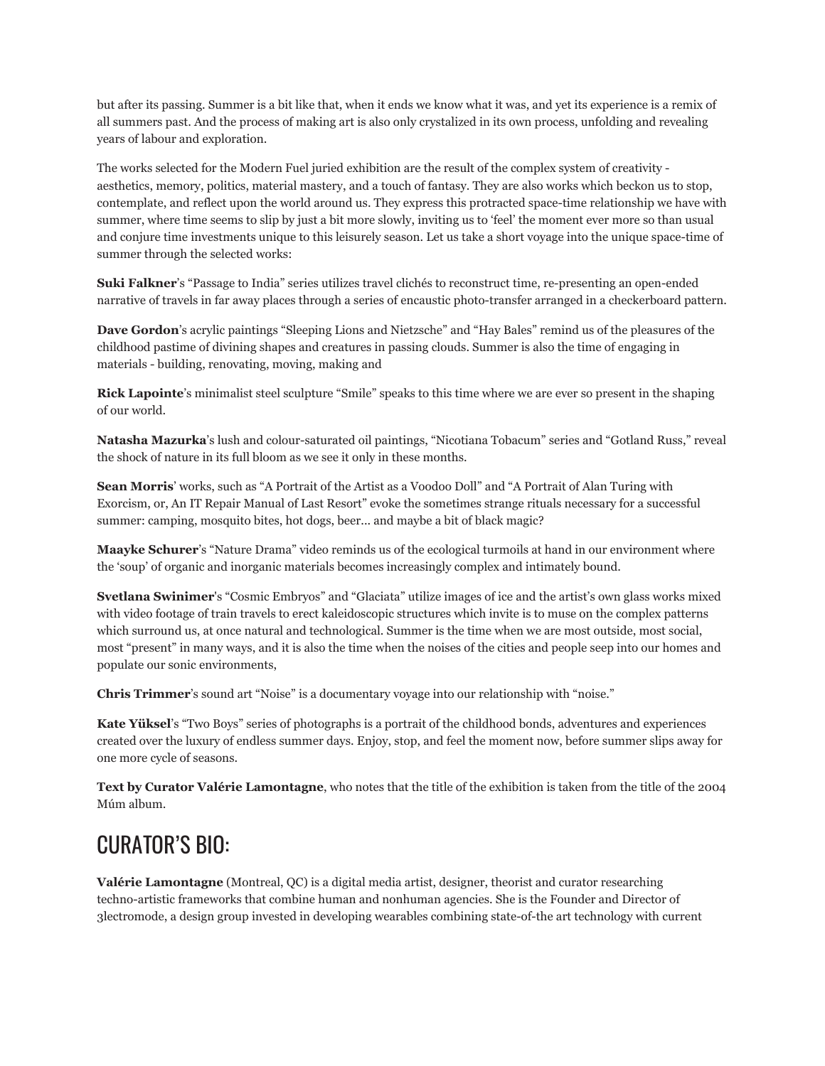but after its passing. Summer is a bit like that, when it ends we know what it was, and yet its experience is a remix of all summers past. And the process of making art is also only crystalized in its own process, unfolding and revealing years of labour and exploration.

The works selected for the Modern Fuel juried exhibition are the result of the complex system of creativity - aesthetics, memory, politics, material mastery, and a touch of fantasy. They are also works which beckon us to stop, contemplate, and reflect upon the world around us. They express this protracted space-time relationship we have with summer, where time seems to slip by just a bit more slowly, inviting us to 'feel' the moment ever more so than usual and conjure time investments unique to this leisurely season. Let us take a short voyage into the unique space-time of summer through the selected works:

**Suki Falkner**'s "Passage to India" series utilizes travel clichés to reconstruct time, re-presenting an open-ended narrative of travels in far away places through a series of encaustic photo-transfer arranged in a checkerboard pattern.

**Dave Gordon**'s acrylic paintings "Sleeping Lions and Nietzsche" and "Hay Bales" remind us of the pleasures of the childhood pastime of divining shapes and creatures in passing clouds. Summer is also the time of engaging in materials - building, renovating, moving, making and

**Rick Lapointe**'s minimalist steel sculpture "Smile" speaks to this time where we are ever so present in the shaping of our world.

**Natasha Mazurka**'s lush and colour-saturated oil paintings, "Nicotiana Tobacum" series and "Gotland Russ," reveal the shock of nature in its full bloom as we see it only in these months.

**Sean Morris**' works, such as "A Portrait of the Artist as a Voodoo Doll" and "A Portrait of Alan Turing with Exorcism, or, An IT Repair Manual of Last Resort" evoke the sometimes strange rituals necessary for a successful summer: camping, mosquito bites, hot dogs, beer... and maybe a bit of black magic?

**Maayke Schurer**'s "Nature Drama" video reminds us of the ecological turmoils at hand in our environment where the 'soup' of organic and inorganic materials becomes increasingly complex and intimately bound.

**Svetlana Swinimer**'s "Cosmic Embryos" and "Glaciata" utilize images of ice and the artist's own glass works mixed with video footage of train travels to erect kaleidoscopic structures which invite is to muse on the complex patterns which surround us, at once natural and technological. Summer is the time when we are most outside, most social, most "present" in many ways, and it is also the time when the noises of the cities and people seep into our homes and populate our sonic environments,

**Chris Trimmer**'s sound art "Noise" is a documentary voyage into our relationship with "noise."

**Kate Yüksel**'s "Two Boys" series of photographs is a portrait of the childhood bonds, adventures and experiences created over the luxury of endless summer days. Enjoy, stop, and feel the moment now, before summer slips away for one more cycle of seasons.

**Text by Curator Valérie Lamontagne**, who notes that the title of the exhibition is taken from the title of the 2004 Múm album.

## CURATOR'S BIO:

**Valérie Lamontagne** (Montreal, QC) is a digital media artist, designer, theorist and curator researching techno-artistic frameworks that combine human and nonhuman agencies. She is the Founder and Director of 3lectromode, a design group invested in developing wearables combining state-of-the art technology with current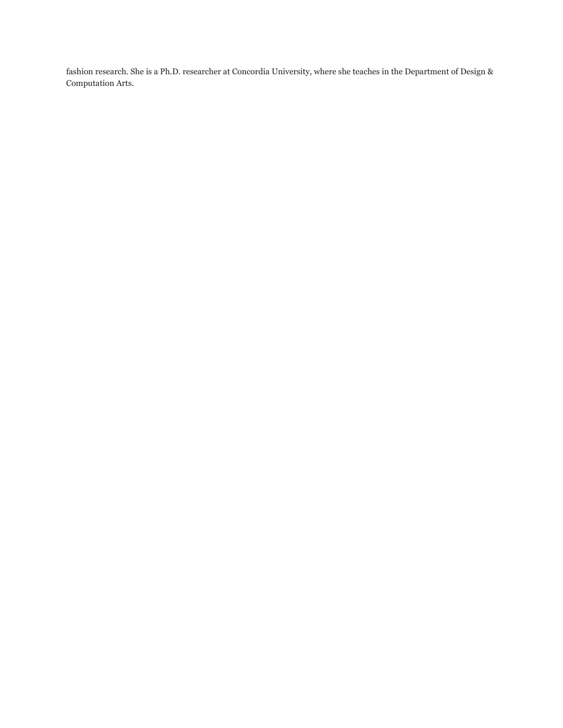fashion research. She is a Ph.D. researcher at Concordia University, where she teaches in the Department of Design & Computation Arts.